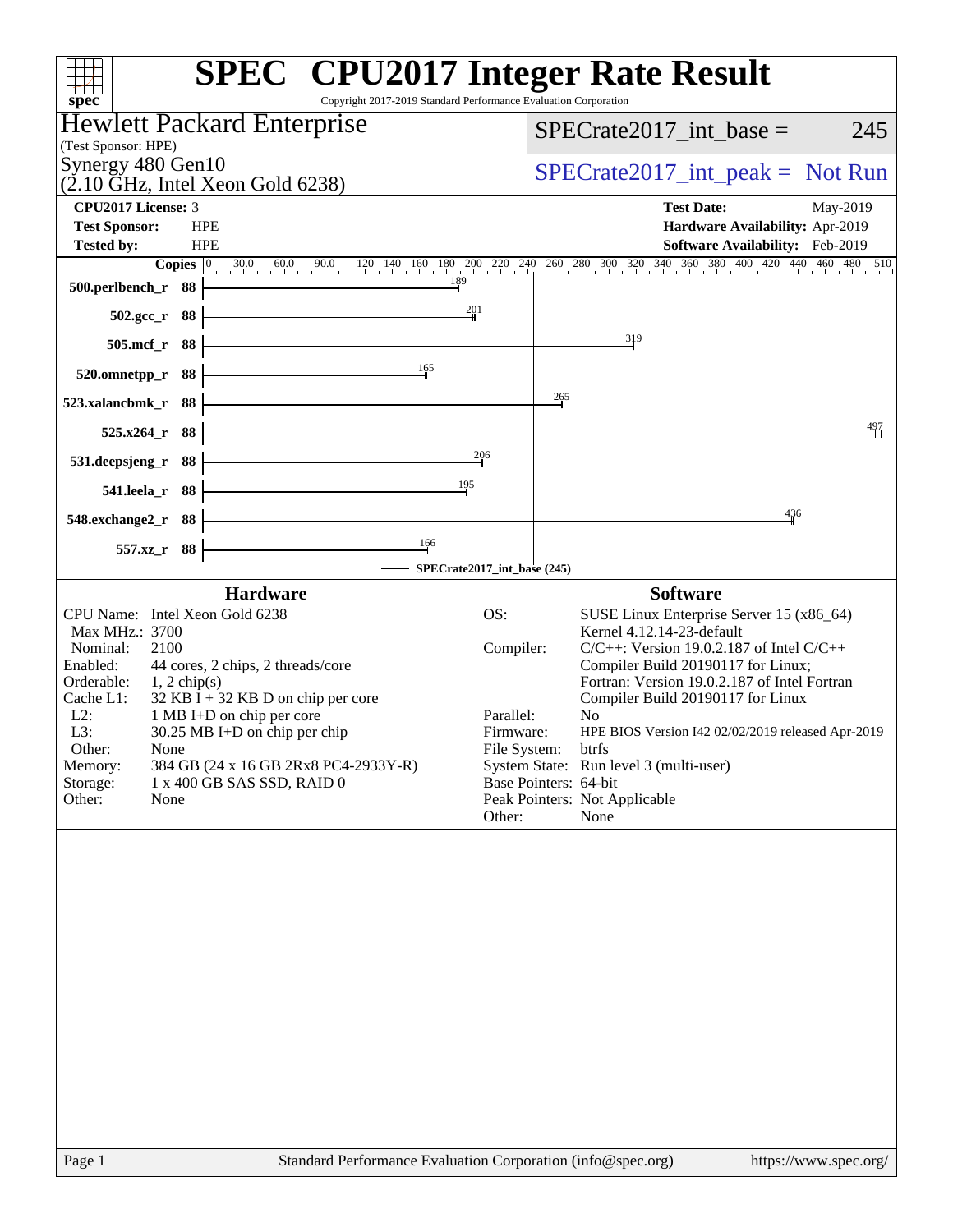# SPEC CPU2017 Integer Rate Result

Copyright 2017-2019 Standard Performance Evaluation Corporation

**Hewlett Packard Enterprise**
(Test Sponsor: HPE)
Synergy 480 Gen10
(2.10 GHz, Intel Xeon Gold 6238)

SPECrate2017_int_base = 245

SPECrate2017_int_peak = Not Run

| | | | |
|---|---|---|---|
| **CPU2017 License:** | 3 | **Test Date:** | May-2019 |
| **Test Sponsor:** | HPE | **Hardware Availability:** | Apr-2019 |
| **Tested by:** | HPE | **Software Availability:** | Feb-2019 |

| Benchmark | Copies | SPECrate2017_int_base (245) |
|---|---|---|
| 500.perlbench_r | 88 | 189 |
| 502.gcc_r | 88 | 201 |
| 505.mcf_r | 88 | 319 |
| 520.omnetpp_r | 88 | 165 |
| 523.xalancbmk_r | 88 | 265 |
| 525.x264_r | 88 | 497 |
| 531.deepsjeng_r | 88 | 206 |
| 541.leela_r | 88 | 195 |
| 548.exchange2_r | 88 | 436 |
| 557.xz_r | 88 | 166 |

## Hardware

| | |
|---|---|
| CPU Name: | Intel Xeon Gold 6238 |
| Max MHz.: | 3700 |
| Nominal: | 2100 |
| Enabled: | 44 cores, 2 chips, 2 threads/core |
| Orderable: | 1, 2 chip(s) |
| Cache L1: | 32 KB I + 32 KB D on chip per core |
| L2: | 1 MB I+D on chip per core |
| L3: | 30.25 MB I+D on chip per chip |
| Other: | None |
| Memory: | 384 GB (24 x 16 GB 2Rx8 PC4-2933Y-R) |
| Storage: | 1 x 400 GB SAS SSD, RAID 0 |
| Other: | None |

## Software

| | |
|---|---|
| OS: | SUSE Linux Enterprise Server 15 (x86_64) Kernel 4.12.14-23-default |
| Compiler: | C/C++: Version 19.0.2.187 of Intel C/C++ Compiler Build 20190117 for Linux; Fortran: Version 19.0.2.187 of Intel Fortran Compiler Build 20190117 for Linux |
| Parallel: | No |
| Firmware: | HPE BIOS Version I42 02/02/2019 released Apr-2019 |
| File System: | btrfs |
| System State: | Run level 3 (multi-user) |
| Base Pointers: | 64-bit |
| Peak Pointers: | Not Applicable |
| Other: | None |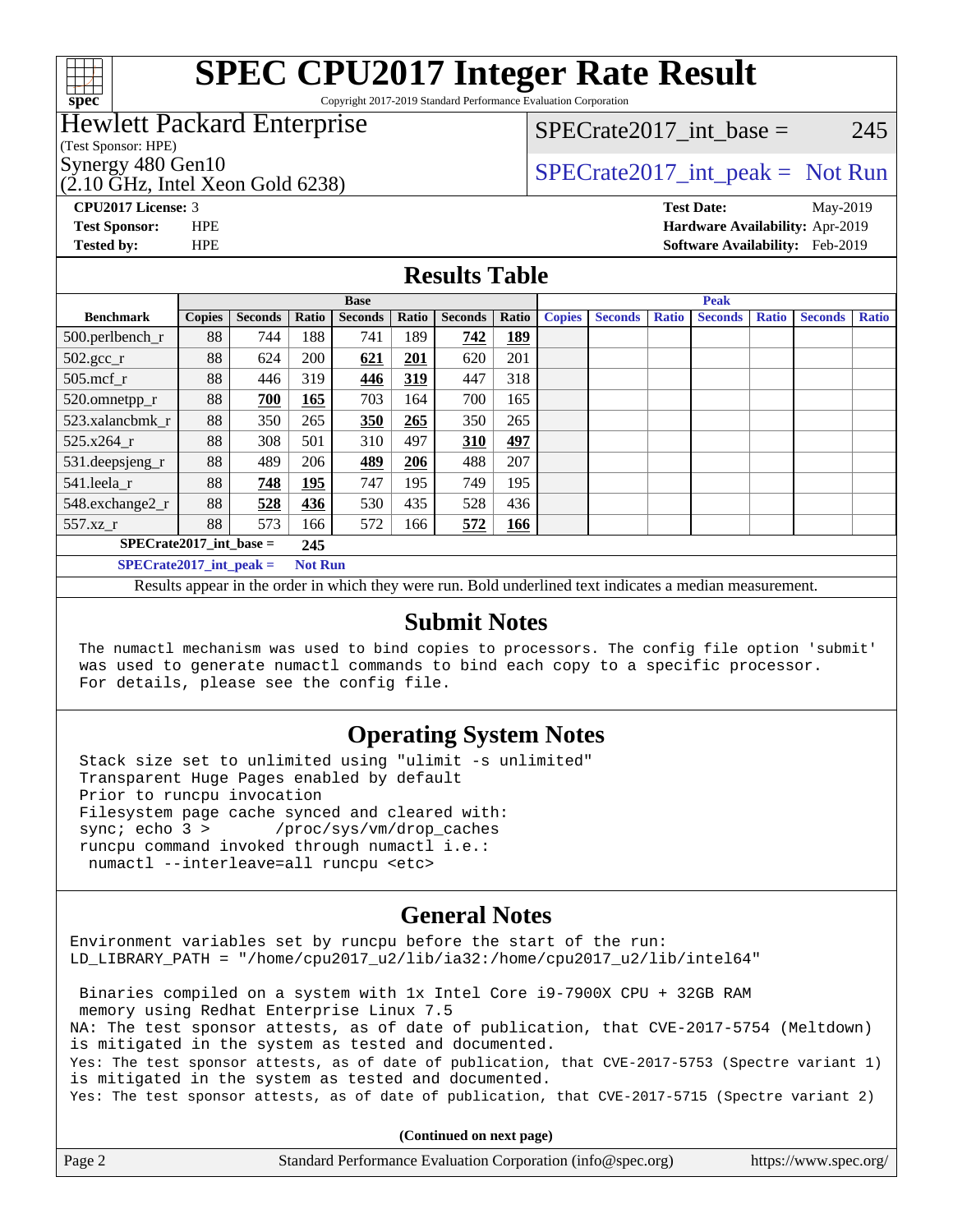# SPEC CPU2017 Integer Rate Result

Copyright 2017-2019 Standard Performance Evaluation Corporation

**Hewlett Packard Enterprise**
(Test Sponsor: HPE)
Synergy 480 Gen10
(2.10 GHz, Intel Xeon Gold 6238)

SPECrate2017_int_base = 245

SPECrate2017_int_peak = Not Run

**CPU2017 License:** 3
**Test Sponsor:** HPE
**Tested by:** HPE

**Test Date:** May-2019
**Hardware Availability:** Apr-2019
**Software Availability:** Feb-2019

## Results Table

| Benchmark | Base | | | | | | | Peak | | | | | | |
|---|---|---|---|---|---|---|---|---|---|---|---|---|---|---|
| | Copies | Seconds | Ratio | Seconds | Ratio | Seconds | Ratio | Copies | Seconds | Ratio | Seconds | Ratio | Seconds | Ratio |
| 500.perlbench_r | 88 | 744 | 188 | 741 | 189 | **742** | **189** | | | | | | | |
| 502.gcc_r | 88 | 624 | 200 | **621** | **201** | 620 | 201 | | | | | | | |
| 505.mcf_r | 88 | 446 | 319 | **446** | **319** | 447 | 318 | | | | | | | |
| 520.omnetpp_r | 88 | **700** | **165** | 703 | 164 | 700 | 165 | | | | | | | |
| 523.xalancbmk_r | 88 | 350 | 265 | **350** | **265** | 350 | 265 | | | | | | | |
| 525.x264_r | 88 | 308 | 501 | 310 | 497 | **310** | **497** | | | | | | | |
| 531.deepsjeng_r | 88 | 489 | 206 | **489** | **206** | 488 | 207 | | | | | | | |
| 541.leela_r | 88 | **748** | **195** | 747 | 195 | 749 | 195 | | | | | | | |
| 548.exchange2_r | 88 | **528** | **436** | 530 | 435 | 528 | 436 | | | | | | | |
| 557.xz_r | 88 | 573 | 166 | 572 | 166 | **572** | **166** | | | | | | | |

**SPECrate2017_int_base = 245**

**SPECrate2017_int_peak = Not Run**

Results appear in the order in which they were run. Bold underlined text indicates a median measurement.

## Submit Notes

```
The numactl mechanism was used to bind copies to processors. The config file option 'submit'
was used to generate numactl commands to bind each copy to a specific processor.
For details, please see the config file.
```

## Operating System Notes

```
Stack size set to unlimited using "ulimit -s unlimited"
Transparent Huge Pages enabled by default
Prior to runcpu invocation
Filesystem page cache synced and cleared with:
sync; echo 3 >       /proc/sys/vm/drop_caches
runcpu command invoked through numactl i.e.:
 numactl --interleave=all runcpu <etc>
```

## General Notes

```
Environment variables set by runcpu before the start of the run:
LD_LIBRARY_PATH = "/home/cpu2017_u2/lib/ia32:/home/cpu2017_u2/lib/intel64"

 Binaries compiled on a system with 1x Intel Core i9-7900X CPU + 32GB RAM
 memory using Redhat Enterprise Linux 7.5
NA: The test sponsor attests, as of date of publication, that CVE-2017-5754 (Meltdown)
is mitigated in the system as tested and documented.
Yes: The test sponsor attests, as of date of publication, that CVE-2017-5753 (Spectre variant 1)
is mitigated in the system as tested and documented.
Yes: The test sponsor attests, as of date of publication, that CVE-2017-5715 (Spectre variant 2)
```

**(Continued on next page)**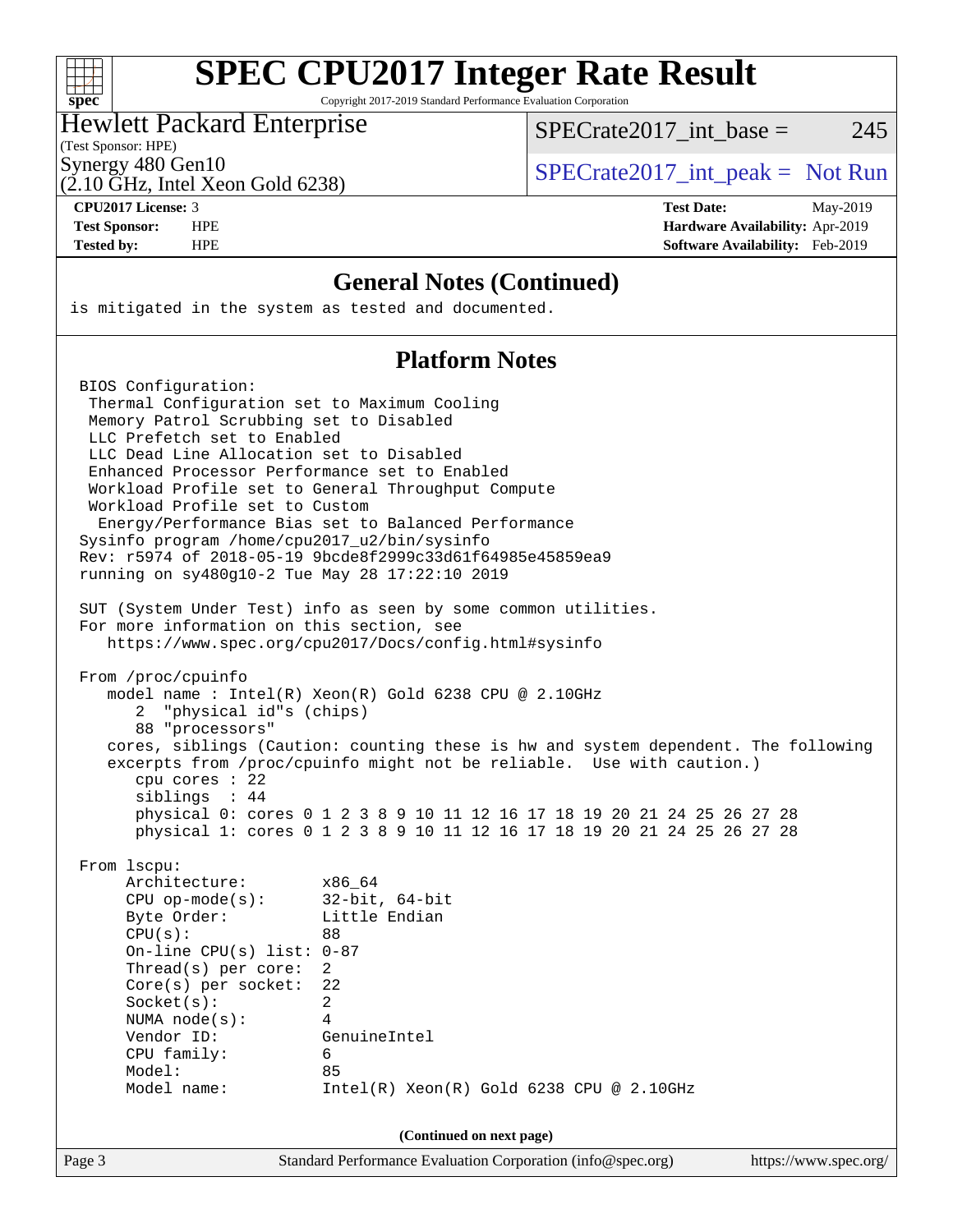# SPEC CPU2017 Integer Rate Result

Copyright 2017-2019 Standard Performance Evaluation Corporation

**Hewlett Packard Enterprise**
(Test Sponsor: HPE)
Synergy 480 Gen10
(2.10 GHz, Intel Xeon Gold 6238)

SPECrate2017_int_base = 245

SPECrate2017_int_peak = Not Run

| | | | |
|---|---|---|---|
| **CPU2017 License:** | 3 | **Test Date:** | May-2019 |
| **Test Sponsor:** | HPE | **Hardware Availability:** | Apr-2019 |
| **Tested by:** | HPE | **Software Availability:** | Feb-2019 |

## General Notes (Continued)

```
is mitigated in the system as tested and documented.
```

## Platform Notes

```
 BIOS Configuration:
  Thermal Configuration set to Maximum Cooling
  Memory Patrol Scrubbing set to Disabled
  LLC Prefetch set to Enabled
  LLC Dead Line Allocation set to Disabled
  Enhanced Processor Performance set to Enabled
  Workload Profile set to General Throughput Compute
  Workload Profile set to Custom
   Energy/Performance Bias set to Balanced Performance
 Sysinfo program /home/cpu2017_u2/bin/sysinfo
 Rev: r5974 of 2018-05-19 9bcde8f2999c33d61f64985e45859ea9
 running on sy480g10-2 Tue May 28 17:22:10 2019

 SUT (System Under Test) info as seen by some common utilities.
 For more information on this section, see
    https://www.spec.org/cpu2017/Docs/config.html#sysinfo

 From /proc/cpuinfo
    model name : Intel(R) Xeon(R) Gold 6238 CPU @ 2.10GHz
       2  "physical id"s (chips)
       88 "processors"
    cores, siblings (Caution: counting these is hw and system dependent. The following
    excerpts from /proc/cpuinfo might not be reliable.  Use with caution.)
       cpu cores : 22
       siblings  : 44
       physical 0: cores 0 1 2 3 8 9 10 11 12 16 17 18 19 20 21 24 25 26 27 28
       physical 1: cores 0 1 2 3 8 9 10 11 12 16 17 18 19 20 21 24 25 26 27 28

 From lscpu:
      Architecture:        x86_64
      CPU op-mode(s):      32-bit, 64-bit
      Byte Order:          Little Endian
      CPU(s):              88
      On-line CPU(s) list: 0-87
      Thread(s) per core:  2
      Core(s) per socket:  22
      Socket(s):           2
      NUMA node(s):        4
      Vendor ID:           GenuineIntel
      CPU family:          6
      Model:               85
      Model name:          Intel(R) Xeon(R) Gold 6238 CPU @ 2.10GHz
```

**(Continued on next page)**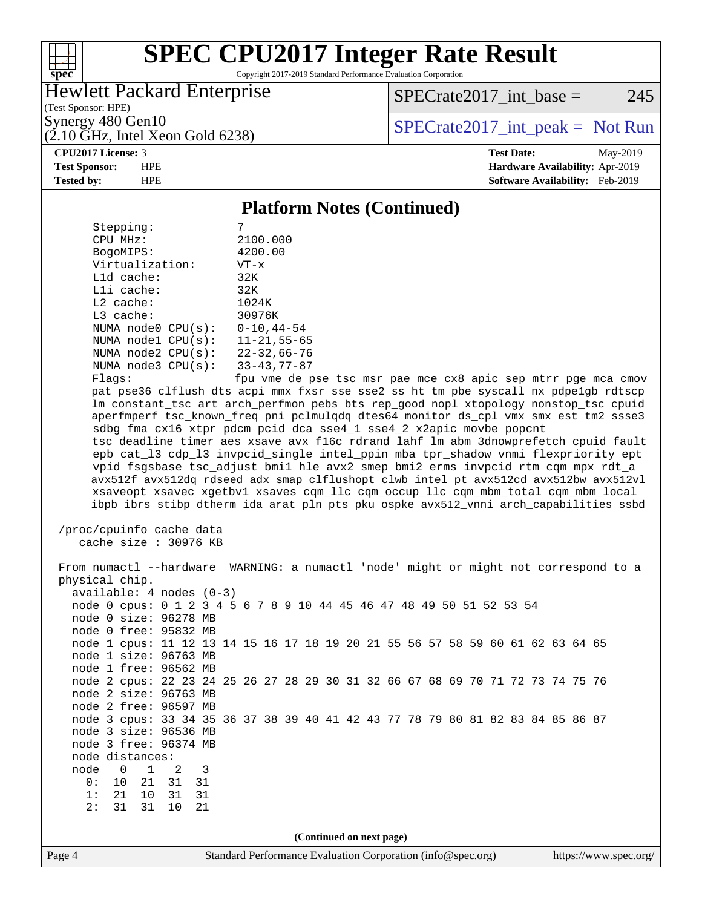## Platform Notes (Continued)

```
     Stepping:              7
     CPU MHz:               2100.000
     BogoMIPS:              4200.00
     Virtualization:        VT-x
     L1d cache:             32K
     L1i cache:             32K
     L2 cache:              1024K
     L3 cache:              30976K
     NUMA node0 CPU(s):     0-10,44-54
     NUMA node1 CPU(s):     11-21,55-65
     NUMA node2 CPU(s):     22-32,66-76
     NUMA node3 CPU(s):     33-43,77-87
     Flags:                 fpu vme de pse tsc msr pae mce cx8 apic sep mtrr pge mca cmov
     pat pse36 clflush dts acpi mmx fxsr sse sse2 ss ht tm pbe syscall nx pdpe1gb rdtscp
     lm constant_tsc art arch_perfmon pebs bts rep_good nopl xtopology nonstop_tsc cpuid
     aperfmperf tsc_known_freq pni pclmulqdq dtes64 monitor ds_cpl vmx smx est tm2 ssse3
     sdbg fma cx16 xtpr pdcm pcid dca sse4_1 sse4_2 x2apic movbe popcnt
     tsc_deadline_timer aes xsave avx f16c rdrand lahf_lm abm 3dnowprefetch cpuid_fault
     epb cat_l3 cdp_l3 invpcid_single intel_ppin mba tpr_shadow vnmi flexpriority ept
     vpid fsgsbase tsc_adjust bmi1 hle avx2 smep bmi2 erms invpcid rtm cqm mpx rdt_a
     avx512f avx512dq rdseed adx smap clflushopt clwb intel_pt avx512cd avx512bw avx512vl
     xsaveopt xsavec xgetbv1 xsaves cqm_llc cqm_occup_llc cqm_mbm_total cqm_mbm_local
     ibpb ibrs stibp dtherm ida arat pln pts pku ospke avx512_vnni arch_capabilities ssbd

 /proc/cpuinfo cache data
    cache size : 30976 KB

 From numactl --hardware  WARNING: a numactl 'node' might or might not correspond to a
 physical chip.
   available: 4 nodes (0-3)
   node 0 cpus: 0 1 2 3 4 5 6 7 8 9 10 44 45 46 47 48 49 50 51 52 53 54
   node 0 size: 96278 MB
   node 0 free: 95832 MB
   node 1 cpus: 11 12 13 14 15 16 17 18 19 20 21 55 56 57 58 59 60 61 62 63 64 65
   node 1 size: 96763 MB
   node 1 free: 96562 MB
   node 2 cpus: 22 23 24 25 26 27 28 29 30 31 32 66 67 68 69 70 71 72 73 74 75 76
   node 2 size: 96763 MB
   node 2 free: 96597 MB
   node 3 cpus: 33 34 35 36 37 38 39 40 41 42 43 77 78 79 80 81 82 83 84 85 86 87
   node 3 size: 96536 MB
   node 3 free: 96374 MB
   node distances:
   node   0   1   2   3
     0:  10  21  31  31
     1:  21  10  31  31
     2:  31  31  10  21
```

(Continued on next page)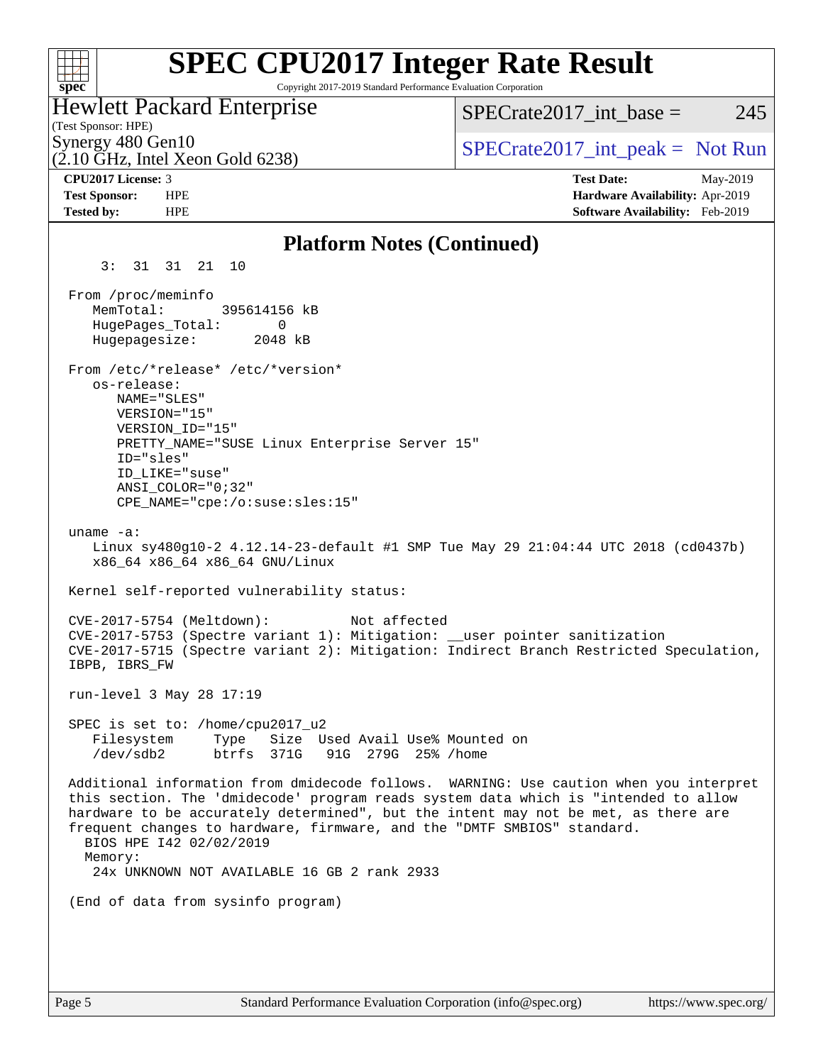# SPEC CPU2017 Integer Rate Result

Copyright 2017-2019 Standard Performance Evaluation Corporation

**Hewlett Packard Enterprise**
(Test Sponsor: HPE)
Synergy 480 Gen10
(2.10 GHz, Intel Xeon Gold 6238)

SPECrate2017_int_base = 245

SPECrate2017_int_peak = Not Run

| | | | |
|---|---|---|---|
| **CPU2017 License:** | 3 | **Test Date:** | May-2019 |
| **Test Sponsor:** | HPE | **Hardware Availability:** | Apr-2019 |
| **Tested by:** | HPE | **Software Availability:** | Feb-2019 |

## Platform Notes (Continued)

```
     3:  31  31  21  10

 From /proc/meminfo
    MemTotal:       395614156 kB
    HugePages_Total:       0
    Hugepagesize:       2048 kB

 From /etc/*release* /etc/*version*
    os-release:
       NAME="SLES"
       VERSION="15"
       VERSION_ID="15"
       PRETTY_NAME="SUSE Linux Enterprise Server 15"
       ID="sles"
       ID_LIKE="suse"
       ANSI_COLOR="0;32"
       CPE_NAME="cpe:/o:suse:sles:15"

 uname -a:
    Linux sy480g10-2 4.12.14-23-default #1 SMP Tue May 29 21:04:44 UTC 2018 (cd0437b)
    x86_64 x86_64 x86_64 GNU/Linux

 Kernel self-reported vulnerability status:

 CVE-2017-5754 (Meltdown):          Not affected
 CVE-2017-5753 (Spectre variant 1): Mitigation: __user pointer sanitization
 CVE-2017-5715 (Spectre variant 2): Mitigation: Indirect Branch Restricted Speculation,
 IBPB, IBRS_FW

 run-level 3 May 28 17:19

 SPEC is set to: /home/cpu2017_u2
    Filesystem     Type   Size  Used Avail Use% Mounted on
    /dev/sdb2      btrfs  371G   91G  279G  25% /home

 Additional information from dmidecode follows.  WARNING: Use caution when you interpret
 this section. The 'dmidecode' program reads system data which is "intended to allow
 hardware to be accurately determined", but the intent may not be met, as there are
 frequent changes to hardware, firmware, and the "DMTF SMBIOS" standard.
   BIOS HPE I42 02/02/2019
   Memory:
    24x UNKNOWN NOT AVAILABLE 16 GB 2 rank 2933

 (End of data from sysinfo program)
```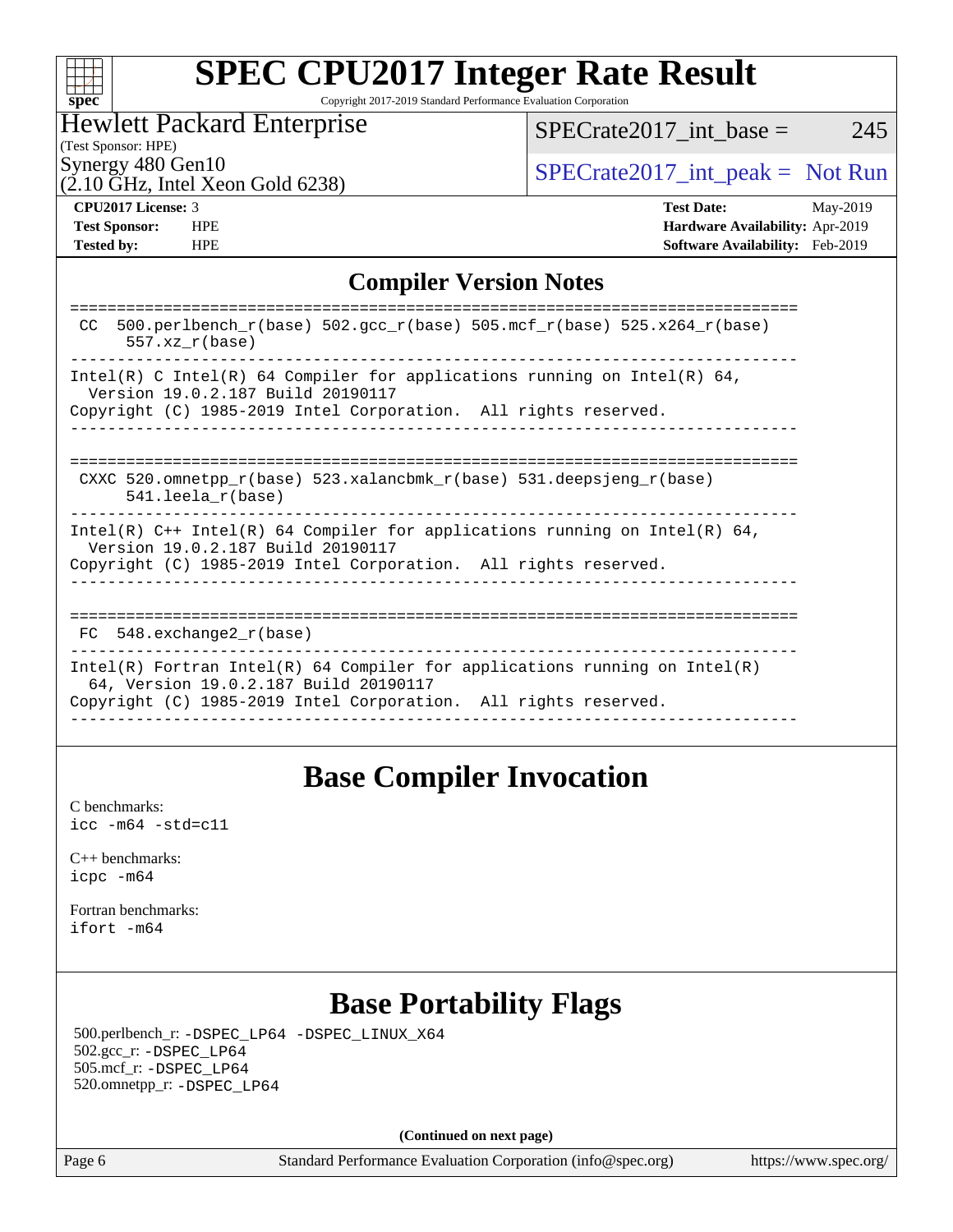# SPEC CPU2017 Integer Rate Result

Copyright 2017-2019 Standard Performance Evaluation Corporation

**Hewlett Packard Enterprise**
(Test Sponsor: HPE)
Synergy 480 Gen10
(2.10 GHz, Intel Xeon Gold 6238)

SPECrate2017_int_base = 245

SPECrate2017_int_peak = Not Run

| | | | |
|---|---|---|---|
| **CPU2017 License:** | 3 | **Test Date:** | May-2019 |
| **Test Sponsor:** | HPE | **Hardware Availability:** | Apr-2019 |
| **Tested by:** | HPE | **Software Availability:** | Feb-2019 |

## Compiler Version Notes

```
==============================================================================
 CC  500.perlbench_r(base) 502.gcc_r(base) 505.mcf_r(base) 525.x264_r(base)
      557.xz_r(base)
------------------------------------------------------------------------------
Intel(R) C Intel(R) 64 Compiler for applications running on Intel(R) 64,
  Version 19.0.2.187 Build 20190117
Copyright (C) 1985-2019 Intel Corporation.  All rights reserved.
------------------------------------------------------------------------------

==============================================================================
 CXXC 520.omnetpp_r(base) 523.xalancbmk_r(base) 531.deepsjeng_r(base)
      541.leela_r(base)
------------------------------------------------------------------------------
Intel(R) C++ Intel(R) 64 Compiler for applications running on Intel(R) 64,
  Version 19.0.2.187 Build 20190117
Copyright (C) 1985-2019 Intel Corporation.  All rights reserved.
------------------------------------------------------------------------------

==============================================================================
 FC  548.exchange2_r(base)
------------------------------------------------------------------------------
Intel(R) Fortran Intel(R) 64 Compiler for applications running on Intel(R)
  64, Version 19.0.2.187 Build 20190117
Copyright (C) 1985-2019 Intel Corporation.  All rights reserved.
------------------------------------------------------------------------------
```

## Base Compiler Invocation

C benchmarks:
`icc -m64 -std=c11`

C++ benchmarks:
`icpc -m64`

Fortran benchmarks:
`ifort -m64`

## Base Portability Flags

500.perlbench_r: `-DSPEC_LP64 -DSPEC_LINUX_X64`
502.gcc_r: `-DSPEC_LP64`
505.mcf_r: `-DSPEC_LP64`
520.omnetpp_r: `-DSPEC_LP64`

**(Continued on next page)**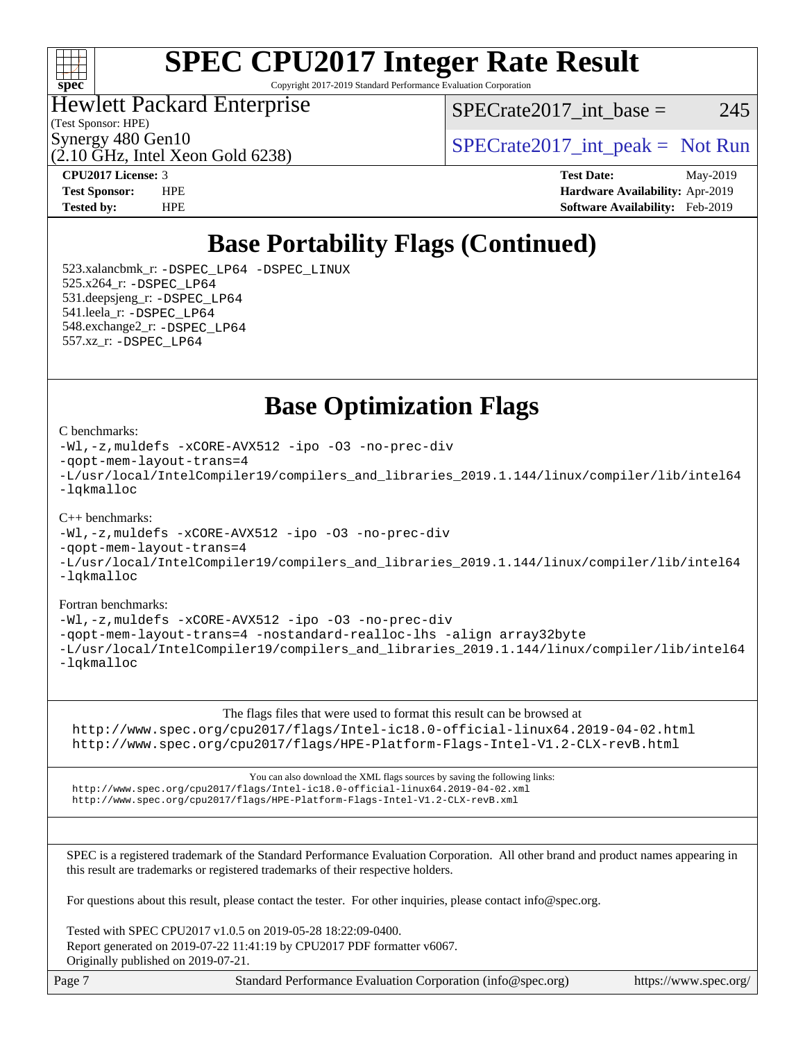# Base Portability Flags (Continued)

523.xalancbmk_r: -DSPEC_LP64 -DSPEC_LINUX
525.x264_r: -DSPEC_LP64
531.deepsjeng_r: -DSPEC_LP64
541.leela_r: -DSPEC_LP64
548.exchange2_r: -DSPEC_LP64
557.xz_r: -DSPEC_LP64

# Base Optimization Flags

C benchmarks:

```
-Wl,-z,muldefs -xCORE-AVX512 -ipo -O3 -no-prec-div
-qopt-mem-layout-trans=4
-L/usr/local/IntelCompiler19/compilers_and_libraries_2019.1.144/linux/compiler/lib/intel64
-lqkmalloc
```

C++ benchmarks:

```
-Wl,-z,muldefs -xCORE-AVX512 -ipo -O3 -no-prec-div
-qopt-mem-layout-trans=4
-L/usr/local/IntelCompiler19/compilers_and_libraries_2019.1.144/linux/compiler/lib/intel64
-lqkmalloc
```

Fortran benchmarks:

```
-Wl,-z,muldefs -xCORE-AVX512 -ipo -O3 -no-prec-div
-qopt-mem-layout-trans=4 -nostandard-realloc-lhs -align array32byte
-L/usr/local/IntelCompiler19/compilers_and_libraries_2019.1.144/linux/compiler/lib/intel64
-lqkmalloc
```

The flags files that were used to format this result can be browsed at
http://www.spec.org/cpu2017/flags/Intel-ic18.0-official-linux64.2019-04-02.html
http://www.spec.org/cpu2017/flags/HPE-Platform-Flags-Intel-V1.2-CLX-revB.html

You can also download the XML flags sources by saving the following links:
http://www.spec.org/cpu2017/flags/Intel-ic18.0-official-linux64.2019-04-02.xml
http://www.spec.org/cpu2017/flags/HPE-Platform-Flags-Intel-V1.2-CLX-revB.xml

SPEC is a registered trademark of the Standard Performance Evaluation Corporation. All other brand and product names appearing in this result are trademarks or registered trademarks of their respective holders.

For questions about this result, please contact the tester. For other inquiries, please contact info@spec.org.

Tested with SPEC CPU2017 v1.0.5 on 2019-05-28 18:22:09-0400.
Report generated on 2019-07-22 11:41:19 by CPU2017 PDF formatter v6067.
Originally published on 2019-07-21.